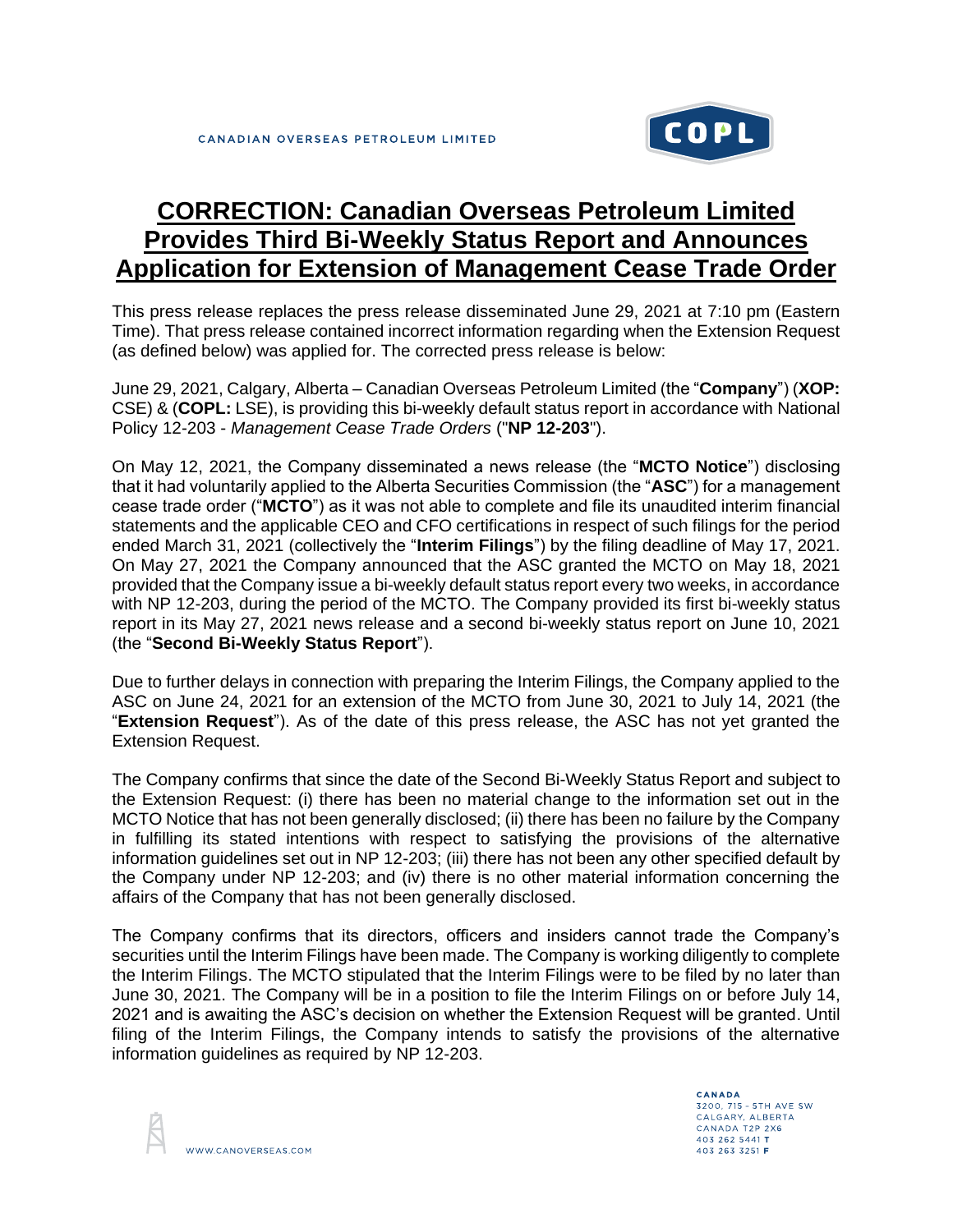# CORRECTION: Canadian Overseas Petroleum Limited Provides Third Bi-Weekly Status Report and Announces Application for Extension of Management Cease Trade Order

This press release replaces the press release disseminated June 29, 2021 at 7:10 pm (Eastern Time). That press release contained incorrect information regarding when the Extension Request (as defined below) was applied for. The corrected press release is below:

June 29, 2021, Calgary, Alberta – Canadian Overseas Petroleum Limited (the "**Company**") (**XOP:** CSE) & (**COPL:** LSE), is providing this bi-weekly default status report in accordance with National Policy 12-203 - *Management Cease Trade Orders* ("**NP 12-203**").

On May 12, 2021, the Company disseminated a news release (the "**MCTO Notice**") disclosing that it had voluntarily applied to the Alberta Securities Commission (the "**ASC**") for a management cease trade order ("**MCTO**") as it was not able to complete and file its unaudited interim financial statements and the applicable CEO and CFO certifications in respect of such filings for the period ended March 31, 2021 (collectively the "**Interim Filings**") by the filing deadline of May 17, 2021. On May 27, 2021 the Company announced that the ASC granted the MCTO on May 18, 2021 provided that the Company issue a bi-weekly default status report every two weeks, in accordance with NP 12-203, during the period of the MCTO. The Company provided its first bi-weekly status report in its May 27, 2021 news release and a second bi-weekly status report on June 10, 2021 (the "**Second Bi-Weekly Status Report**").

Due to further delays in connection with preparing the Interim Filings, the Company applied to the ASC on June 24, 2021 for an extension of the MCTO from June 30, 2021 to July 14, 2021 (the "**Extension Request**"). As of the date of this press release, the ASC has not yet granted the Extension Request.

The Company confirms that since the date of the Second Bi-Weekly Status Report and subject to the Extension Request: (i) there has been no material change to the information set out in the MCTO Notice that has not been generally disclosed; (ii) there has been no failure by the Company in fulfilling its stated intentions with respect to satisfying the provisions of the alternative information guidelines set out in NP 12-203; (iii) there has not been any other specified default by the Company under NP 12-203; and (iv) there is no other material information concerning the affairs of the Company that has not been generally disclosed.

The Company confirms that its directors, officers and insiders cannot trade the Company's securities until the Interim Filings have been made. The Company is working diligently to complete the Interim Filings. The MCTO stipulated that the Interim Filings were to be filed by no later than June 30, 2021. The Company will be in a position to file the Interim Filings on or before July 14, 2021 and is awaiting the ASC's decision on whether the Extension Request will be granted. Until filing of the Interim Filings, the Company intends to satisfy the provisions of the alternative information guidelines as required by NP 12-203.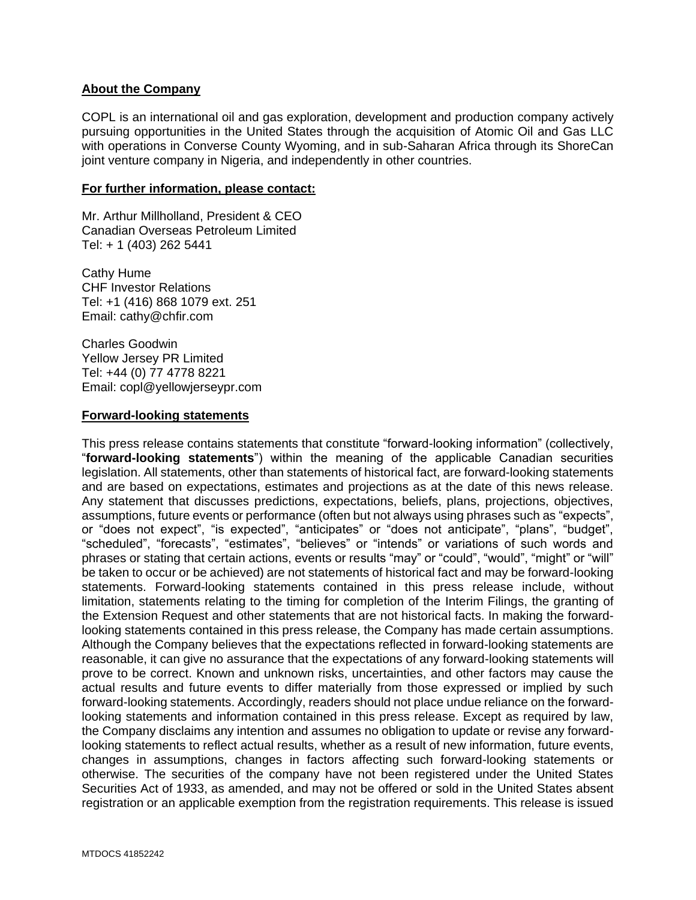**About the Company**

COPL is an international oil and gas exploration, development and production company actively pursuing opportunities in the United States through the acquisition of Atomic Oil and Gas LLC with operations in Converse County Wyoming, and in sub-Saharan Africa through its ShoreCan joint venture company in Nigeria, and independently in other countries.

**For further information, please contact:**

Mr. Arthur Millholland, President & CEO
Canadian Overseas Petroleum Limited
Tel: + 1 (403) 262 5441

Cathy Hume
CHF Investor Relations
Tel: +1 (416) 868 1079 ext. 251
Email: cathy@chfir.com

Charles Goodwin
Yellow Jersey PR Limited
Tel: +44 (0) 77 4778 8221
Email: copl@yellowjerseypr.com

**Forward-looking statements**

This press release contains statements that constitute "forward-looking information" (collectively, "**forward-looking statements**") within the meaning of the applicable Canadian securities legislation. All statements, other than statements of historical fact, are forward-looking statements and are based on expectations, estimates and projections as at the date of this news release. Any statement that discusses predictions, expectations, beliefs, plans, projections, objectives, assumptions, future events or performance (often but not always using phrases such as "expects", or "does not expect", "is expected", "anticipates" or "does not anticipate", "plans", "budget", "scheduled", "forecasts", "estimates", "believes" or "intends" or variations of such words and phrases or stating that certain actions, events or results "may" or "could", "would", "might" or "will" be taken to occur or be achieved) are not statements of historical fact and may be forward-looking statements. Forward-looking statements contained in this press release include, without limitation, statements relating to the timing for completion of the Interim Filings, the granting of the Extension Request and other statements that are not historical facts. In making the forward-looking statements contained in this press release, the Company has made certain assumptions. Although the Company believes that the expectations reflected in forward-looking statements are reasonable, it can give no assurance that the expectations of any forward-looking statements will prove to be correct. Known and unknown risks, uncertainties, and other factors may cause the actual results and future events to differ materially from those expressed or implied by such forward-looking statements. Accordingly, readers should not place undue reliance on the forward-looking statements and information contained in this press release. Except as required by law, the Company disclaims any intention and assumes no obligation to update or revise any forward-looking statements to reflect actual results, whether as a result of new information, future events, changes in assumptions, changes in factors affecting such forward-looking statements or otherwise. The securities of the company have not been registered under the United States Securities Act of 1933, as amended, and may not be offered or sold in the United States absent registration or an applicable exemption from the registration requirements. This release is issued

MTDOCS 41852242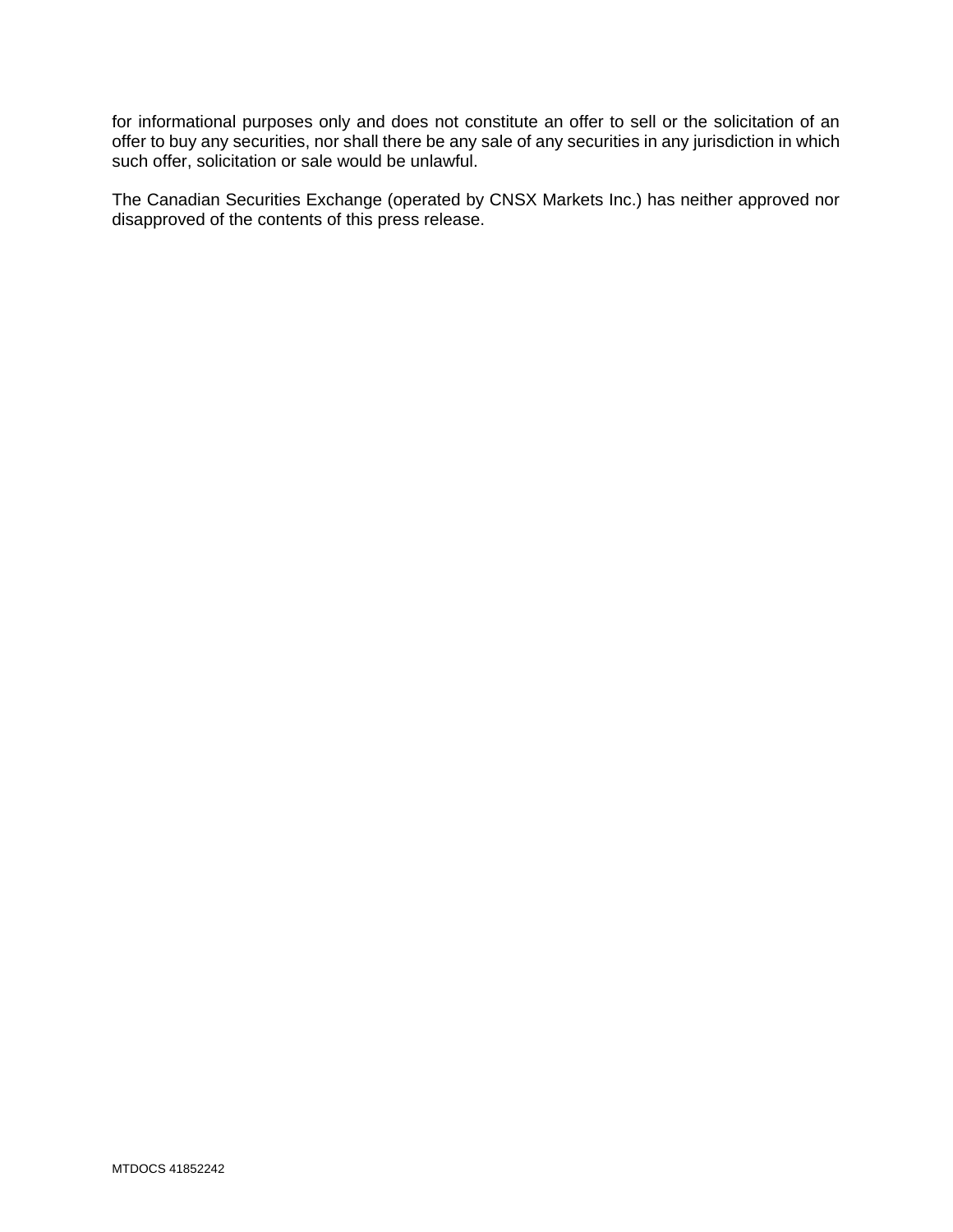for informational purposes only and does not constitute an offer to sell or the solicitation of an offer to buy any securities, nor shall there be any sale of any securities in any jurisdiction in which such offer, solicitation or sale would be unlawful.

The Canadian Securities Exchange (operated by CNSX Markets Inc.) has neither approved nor disapproved of the contents of this press release.

MTDOCS 41852242